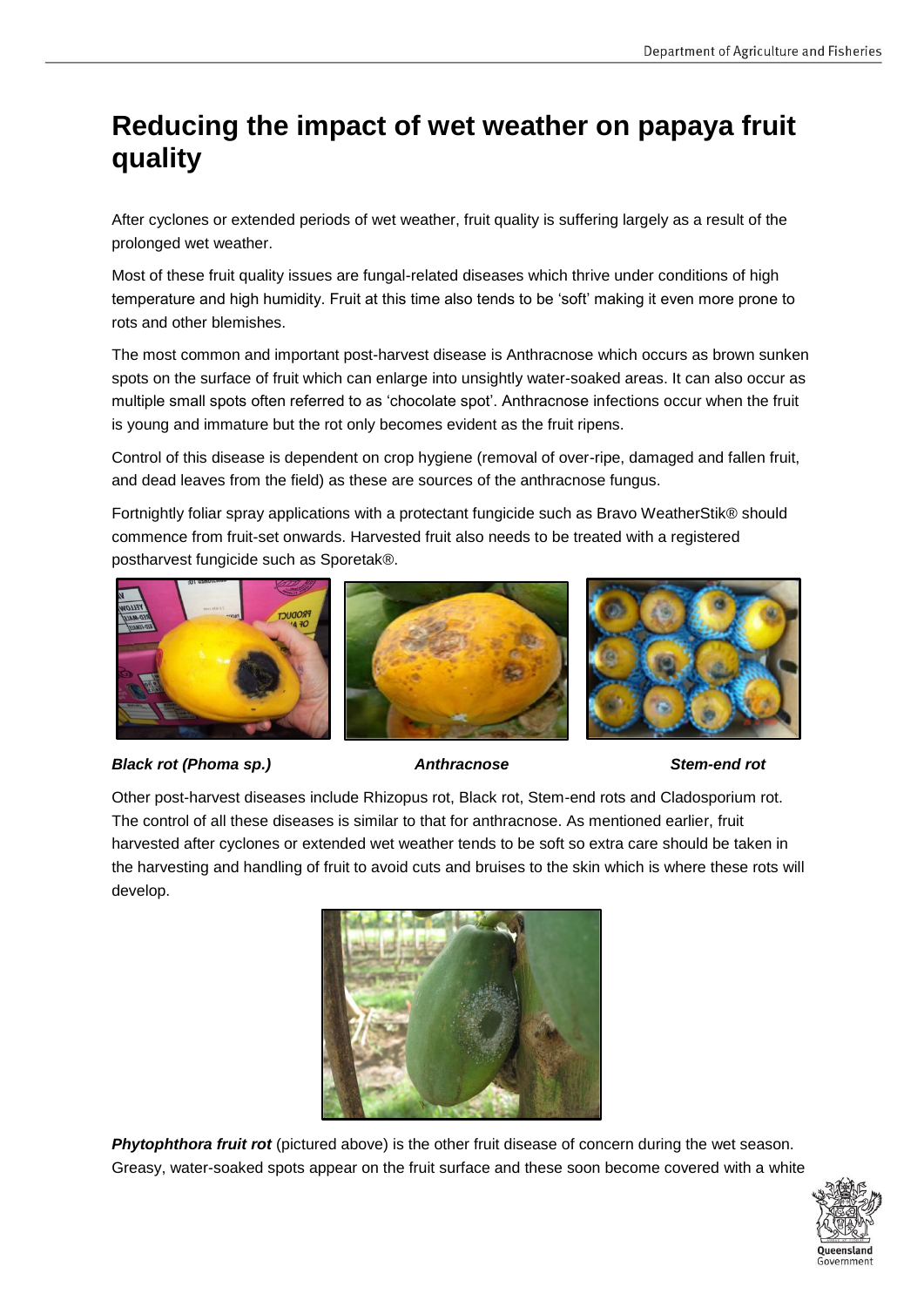# Reducing the impact of wet weather on papaya fruit quality

After cyclones or extended periods of wet weather, fruit quality is suffering largely as a result of the prolonged wet weather.

Most of these fruit quality issues are fungal-related diseases which thrive under conditions of high temperature and high humidity. Fruit at this time also tends to be 'soft' making it even more prone to rots and other blemishes.

The most common and important post-harvest disease is Anthracnose which occurs as brown sunken spots on the surface of fruit which can enlarge into unsightly water-soaked areas. It can also occur as multiple small spots often referred to as 'chocolate spot'. Anthracnose infections occur when the fruit is young and immature but the rot only becomes evident as the fruit ripens.

Control of this disease is dependent on crop hygiene (removal of over-ripe, damaged and fallen fruit, and dead leaves from the field) as these are sources of the anthracnose fungus.

Fortnightly foliar spray applications with a protectant fungicide such as Bravo WeatherStik® should commence from fruit-set onwards. Harvested fruit also needs to be treated with a registered postharvest fungicide such as Sporetak®.

***Black rot (Phoma sp.)*** ***Anthracnose*** ***Stem-end rot***

Other post-harvest diseases include Rhizopus rot, Black rot, Stem-end rots and Cladosporium rot. The control of all these diseases is similar to that for anthracnose. As mentioned earlier, fruit harvested after cyclones or extended wet weather tends to be soft so extra care should be taken in the harvesting and handling of fruit to avoid cuts and bruises to the skin which is where these rots will develop.

***Phytophthora fruit rot*** (pictured above) is the other fruit disease of concern during the wet season. Greasy, water-soaked spots appear on the fruit surface and these soon become covered with a white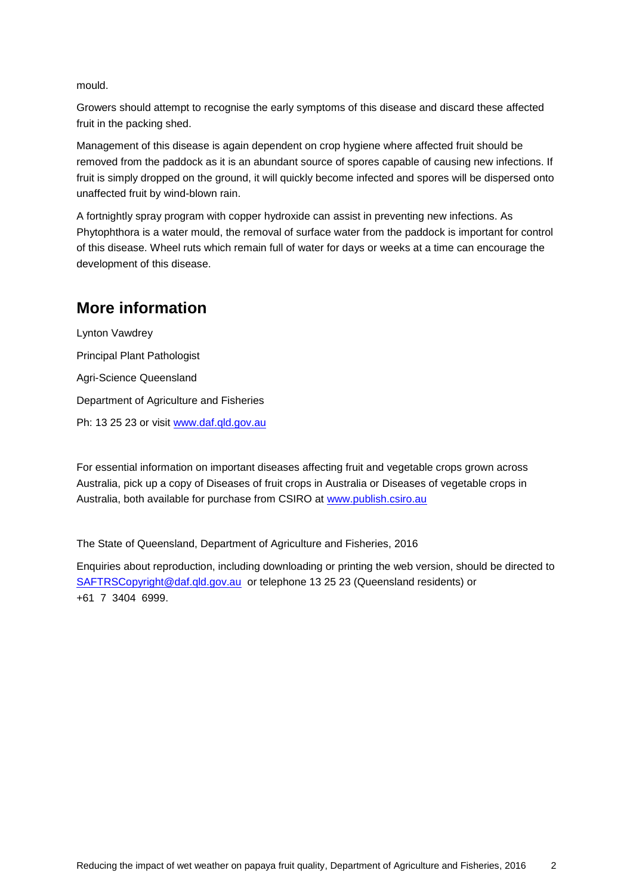mould.

Growers should attempt to recognise the early symptoms of this disease and discard these affected fruit in the packing shed.

Management of this disease is again dependent on crop hygiene where affected fruit should be removed from the paddock as it is an abundant source of spores capable of causing new infections. If fruit is simply dropped on the ground, it will quickly become infected and spores will be dispersed onto unaffected fruit by wind-blown rain.

A fortnightly spray program with copper hydroxide can assist in preventing new infections. As Phytophthora is a water mould, the removal of surface water from the paddock is important for control of this disease. Wheel ruts which remain full of water for days or weeks at a time can encourage the development of this disease.

## More information

Lynton Vawdrey

Principal Plant Pathologist

Agri-Science Queensland

Department of Agriculture and Fisheries

Ph: 13 25 23 or visit [www.daf.qld.gov.au](http://www.daf.qld.gov.au)

For essential information on important diseases affecting fruit and vegetable crops grown across Australia, pick up a copy of Diseases of fruit crops in Australia or Diseases of vegetable crops in Australia, both available for purchase from CSIRO at [www.publish.csiro.au](http://www.publish.csiro.au)

The State of Queensland, Department of Agriculture and Fisheries, 2016

Enquiries about reproduction, including downloading or printing the web version, should be directed to SAFTRSCopyright@daf.qld.gov.au or telephone 13 25 23 (Queensland residents) or +61 7 3404 6999.